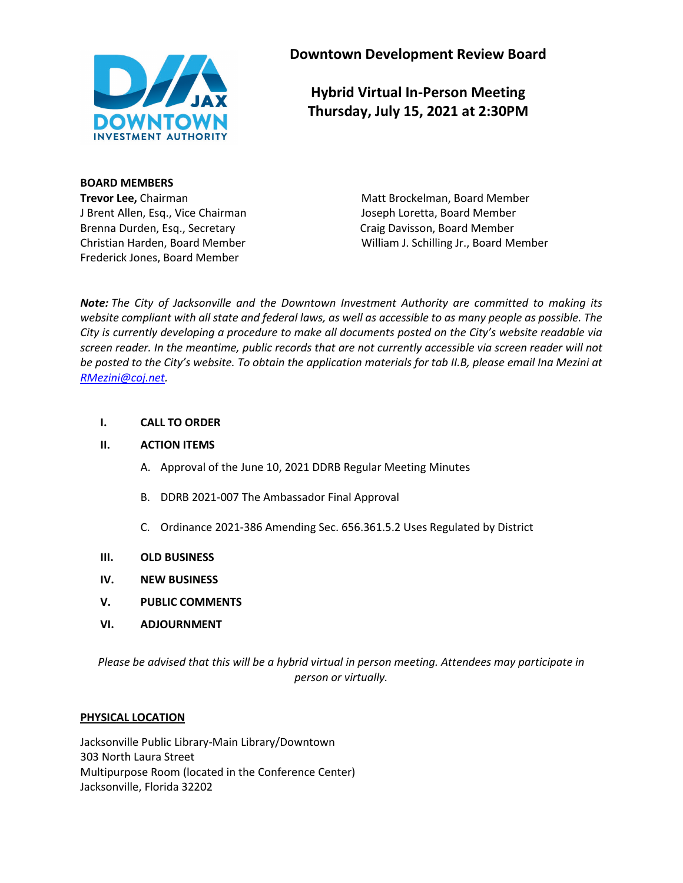# Downtown Development Review Board

## Hybrid Virtual In-Person Meeting
## Thursday, July 15, 2021 at 2:30PM

**BOARD MEMBERS**

**Trevor Lee,** Chairman
J Brent Allen, Esq., Vice Chairman
Brenna Durden, Esq., Secretary
Christian Harden, Board Member
Frederick Jones, Board Member
Matt Brockelman, Board Member
Joseph Loretta, Board Member
Craig Davisson, Board Member
William J. Schilling Jr., Board Member

***Note:*** *The City of Jacksonville and the Downtown Investment Authority are committed to making its website compliant with all state and federal laws, as well as accessible to as many people as possible. The City is currently developing a procedure to make all documents posted on the City's website readable via screen reader. In the meantime, public records that are not currently accessible via screen reader will not be posted to the City's website. To obtain the application materials for tab II.B, please email Ina Mezini at RMezini@coj.net.*

**I. CALL TO ORDER**

**II. ACTION ITEMS**

A. Approval of the June 10, 2021 DDRB Regular Meeting Minutes

B. DDRB 2021-007 The Ambassador Final Approval

C. Ordinance 2021-386 Amending Sec. 656.361.5.2 Uses Regulated by District

**III. OLD BUSINESS**

**IV. NEW BUSINESS**

**V. PUBLIC COMMENTS**

**VI. ADJOURNMENT**

*Please be advised that this will be a hybrid virtual in person meeting. Attendees may participate in person or virtually.*

**PHYSICAL LOCATION**

Jacksonville Public Library-Main Library/Downtown
303 North Laura Street
Multipurpose Room (located in the Conference Center)
Jacksonville, Florida 32202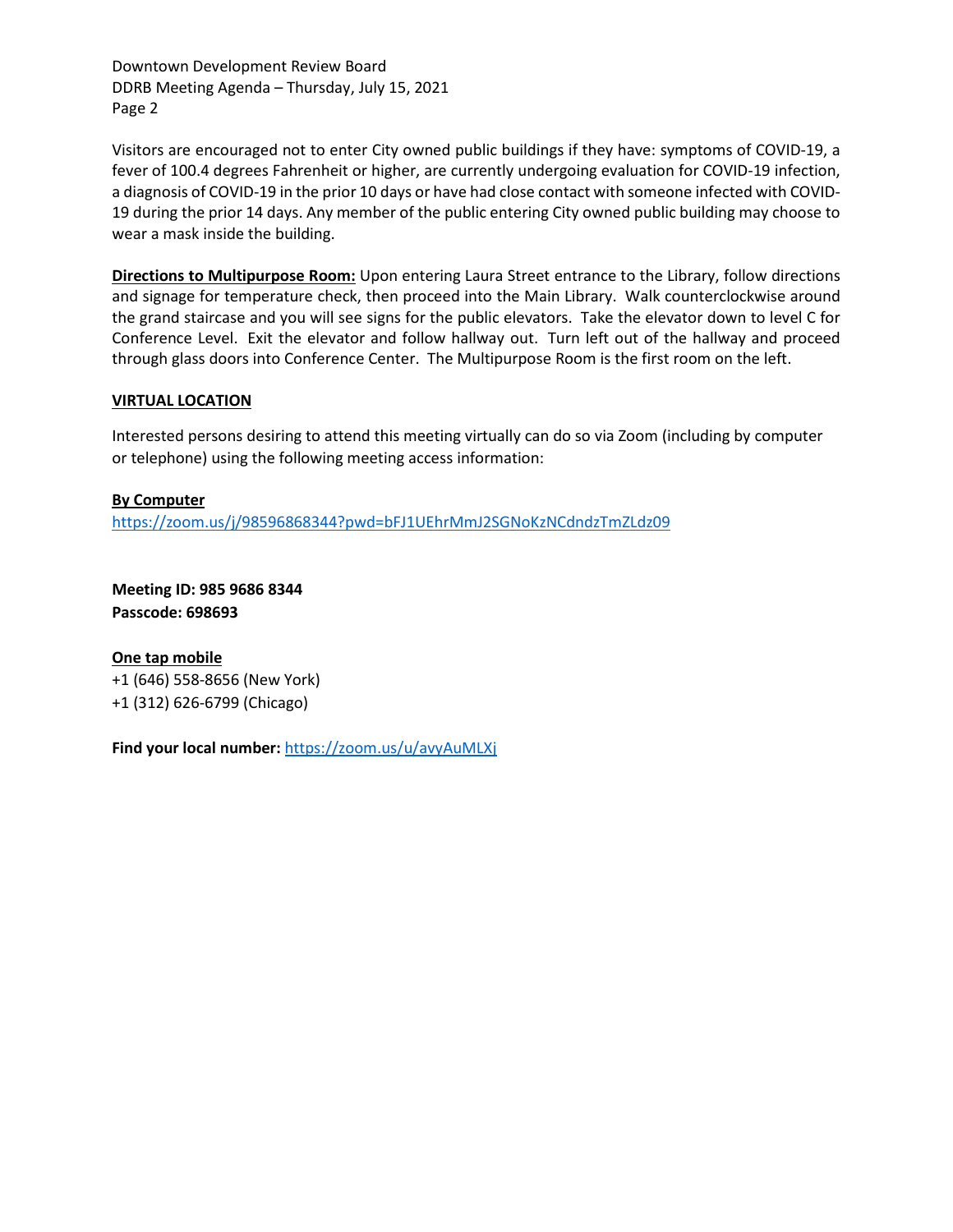Visitors are encouraged not to enter City owned public buildings if they have: symptoms of COVID-19, a fever of 100.4 degrees Fahrenheit or higher, are currently undergoing evaluation for COVID-19 infection, a diagnosis of COVID-19 in the prior 10 days or have had close contact with someone infected with COVID-19 during the prior 14 days. Any member of the public entering City owned public building may choose to wear a mask inside the building.

**Directions to Multipurpose Room:** Upon entering Laura Street entrance to the Library, follow directions and signage for temperature check, then proceed into the Main Library. Walk counterclockwise around the grand staircase and you will see signs for the public elevators. Take the elevator down to level C for Conference Level. Exit the elevator and follow hallway out. Turn left out of the hallway and proceed through glass doors into Conference Center. The Multipurpose Room is the first room on the left.

**VIRTUAL LOCATION**

Interested persons desiring to attend this meeting virtually can do so via Zoom (including by computer or telephone) using the following meeting access information:

**By Computer**
https://zoom.us/j/98596868344?pwd=bFJ1UEhrMmJ2SGNoKzNCdndzTmZLdz09

**Meeting ID: 985 9686 8344**
**Passcode: 698693**

**One tap mobile**
+1 (646) 558-8656 (New York)
+1 (312) 626-6799 (Chicago)

**Find your local number:** https://zoom.us/u/avyAuMLXj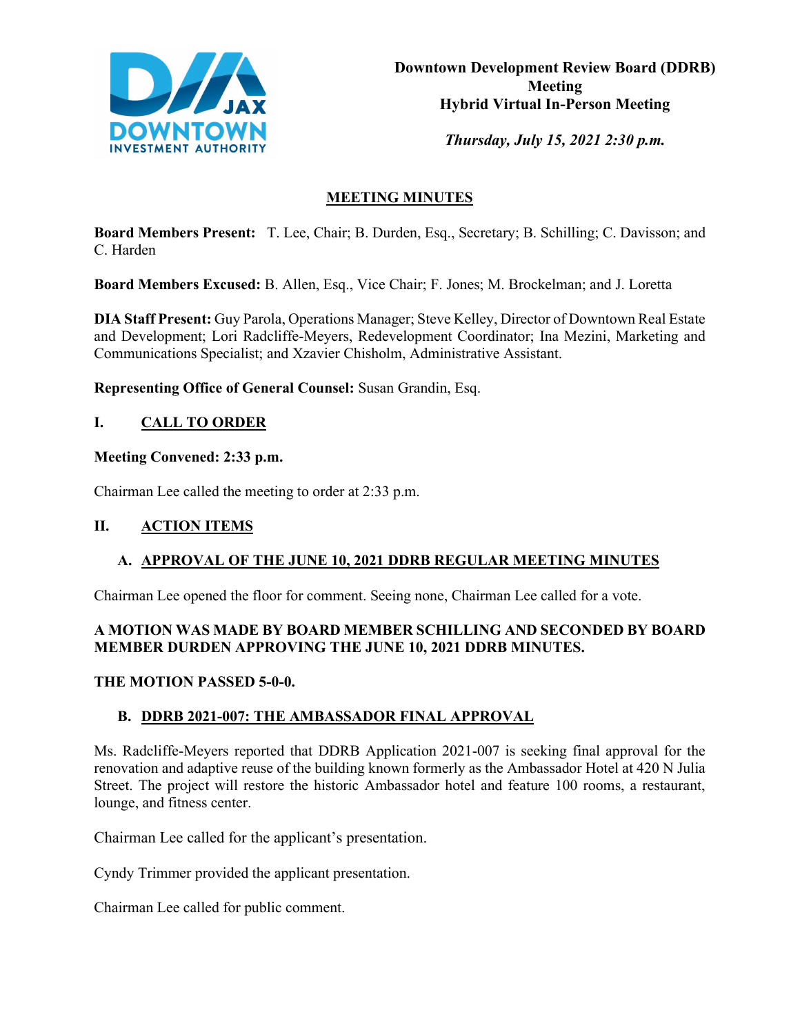**Downtown Development Review Board (DDRB) Meeting**
**Hybrid Virtual In-Person Meeting**

*Thursday, July 15, 2021 2:30 p.m.*

## MEETING MINUTES

**Board Members Present:** T. Lee, Chair; B. Durden, Esq., Secretary; B. Schilling; C. Davisson; and C. Harden

**Board Members Excused:** B. Allen, Esq., Vice Chair; F. Jones; M. Brockelman; and J. Loretta

**DIA Staff Present:** Guy Parola, Operations Manager; Steve Kelley, Director of Downtown Real Estate and Development; Lori Radcliffe-Meyers, Redevelopment Coordinator; Ina Mezini, Marketing and Communications Specialist; and Xzavier Chisholm, Administrative Assistant.

**Representing Office of General Counsel:** Susan Grandin, Esq.

## I. CALL TO ORDER

**Meeting Convened: 2:33 p.m.**

Chairman Lee called the meeting to order at 2:33 p.m.

## II. ACTION ITEMS

### A. APPROVAL OF THE JUNE 10, 2021 DDRB REGULAR MEETING MINUTES

Chairman Lee opened the floor for comment. Seeing none, Chairman Lee called for a vote.

**A MOTION WAS MADE BY BOARD MEMBER SCHILLING AND SECONDED BY BOARD MEMBER DURDEN APPROVING THE JUNE 10, 2021 DDRB MINUTES.**

**THE MOTION PASSED 5-0-0.**

### B. DDRB 2021-007: THE AMBASSADOR FINAL APPROVAL

Ms. Radcliffe-Meyers reported that DDRB Application 2021-007 is seeking final approval for the renovation and adaptive reuse of the building known formerly as the Ambassador Hotel at 420 N Julia Street. The project will restore the historic Ambassador hotel and feature 100 rooms, a restaurant, lounge, and fitness center.

Chairman Lee called for the applicant's presentation.

Cyndy Trimmer provided the applicant presentation.

Chairman Lee called for public comment.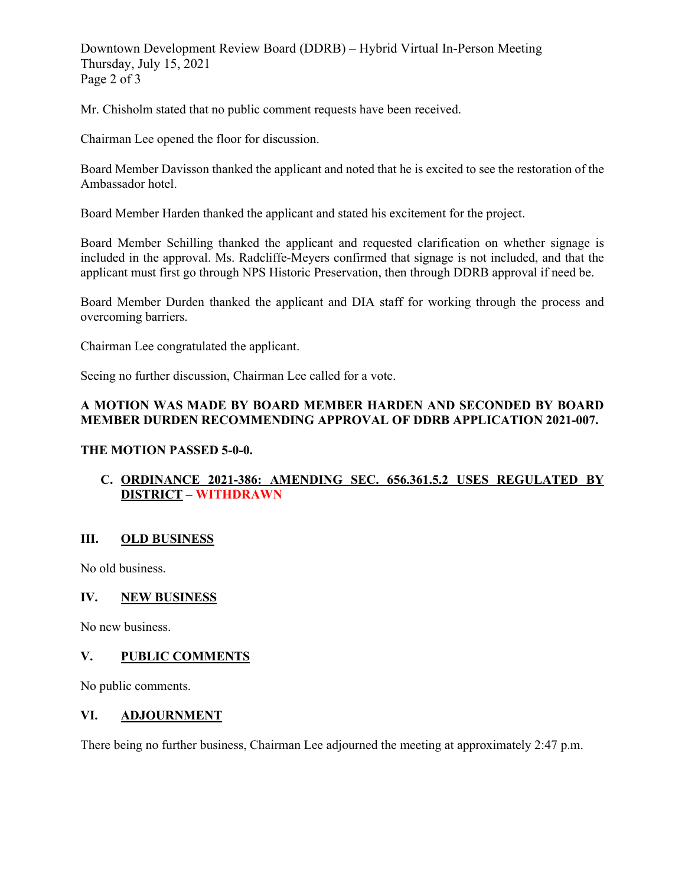Mr. Chisholm stated that no public comment requests have been received.

Chairman Lee opened the floor for discussion.

Board Member Davisson thanked the applicant and noted that he is excited to see the restoration of the Ambassador hotel.

Board Member Harden thanked the applicant and stated his excitement for the project.

Board Member Schilling thanked the applicant and requested clarification on whether signage is included in the approval. Ms. Radcliffe-Meyers confirmed that signage is not included, and that the applicant must first go through NPS Historic Preservation, then through DDRB approval if need be.

Board Member Durden thanked the applicant and DIA staff for working through the process and overcoming barriers.

Chairman Lee congratulated the applicant.

Seeing no further discussion, Chairman Lee called for a vote.

**A MOTION WAS MADE BY BOARD MEMBER HARDEN AND SECONDED BY BOARD MEMBER DURDEN RECOMMENDING APPROVAL OF DDRB APPLICATION 2021-007.**

**THE MOTION PASSED 5-0-0.**

**C. ORDINANCE 2021-386: AMENDING SEC. 656.361.5.2 USES REGULATED BY DISTRICT – WITHDRAWN**

## III. OLD BUSINESS

No old business.

## IV. NEW BUSINESS

No new business.

## V. PUBLIC COMMENTS

No public comments.

## VI. ADJOURNMENT

There being no further business, Chairman Lee adjourned the meeting at approximately 2:47 p.m.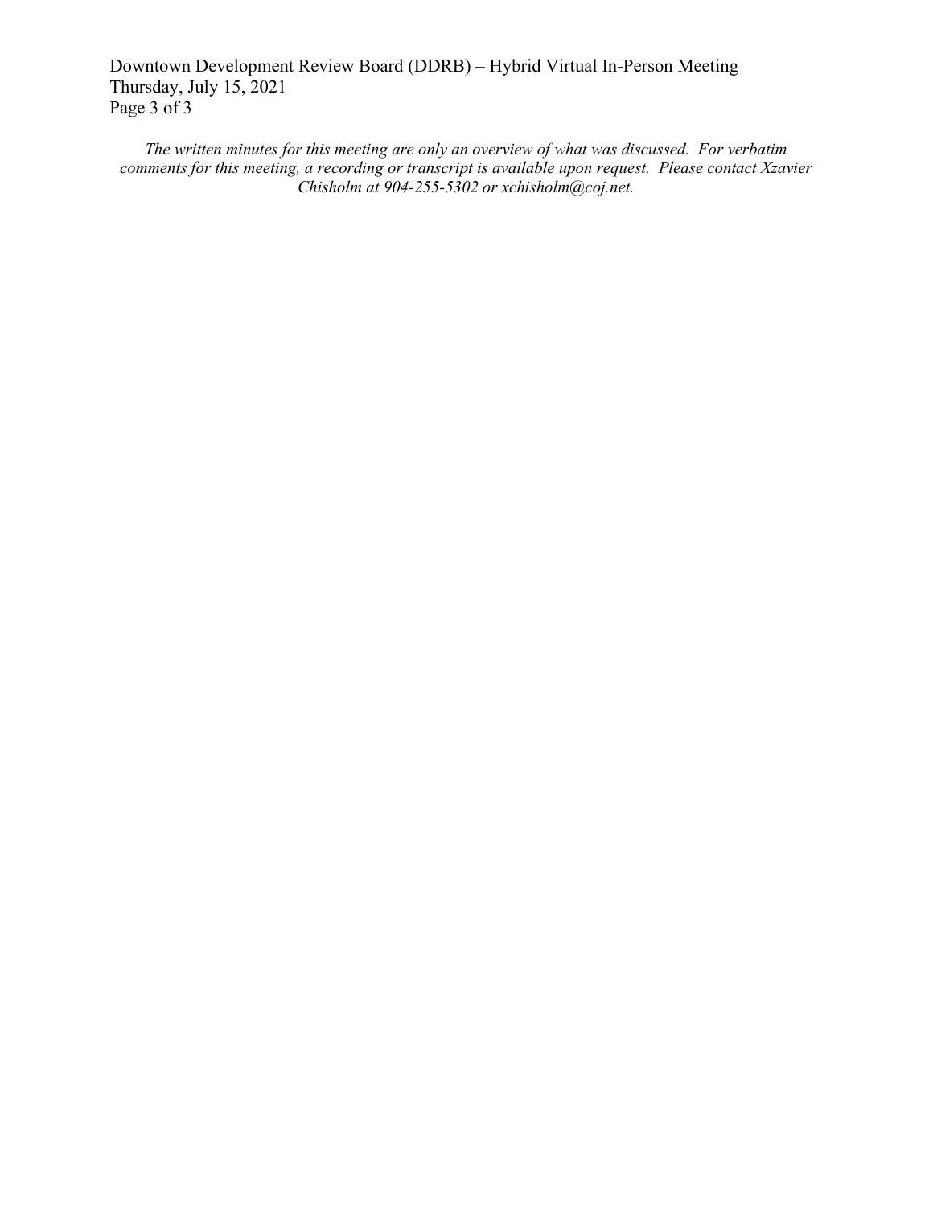*The written minutes for this meeting are only an overview of what was discussed. For verbatim comments for this meeting, a recording or transcript is available upon request. Please contact Xzavier Chisholm at 904-255-5302 or xchisholm@coj.net.*